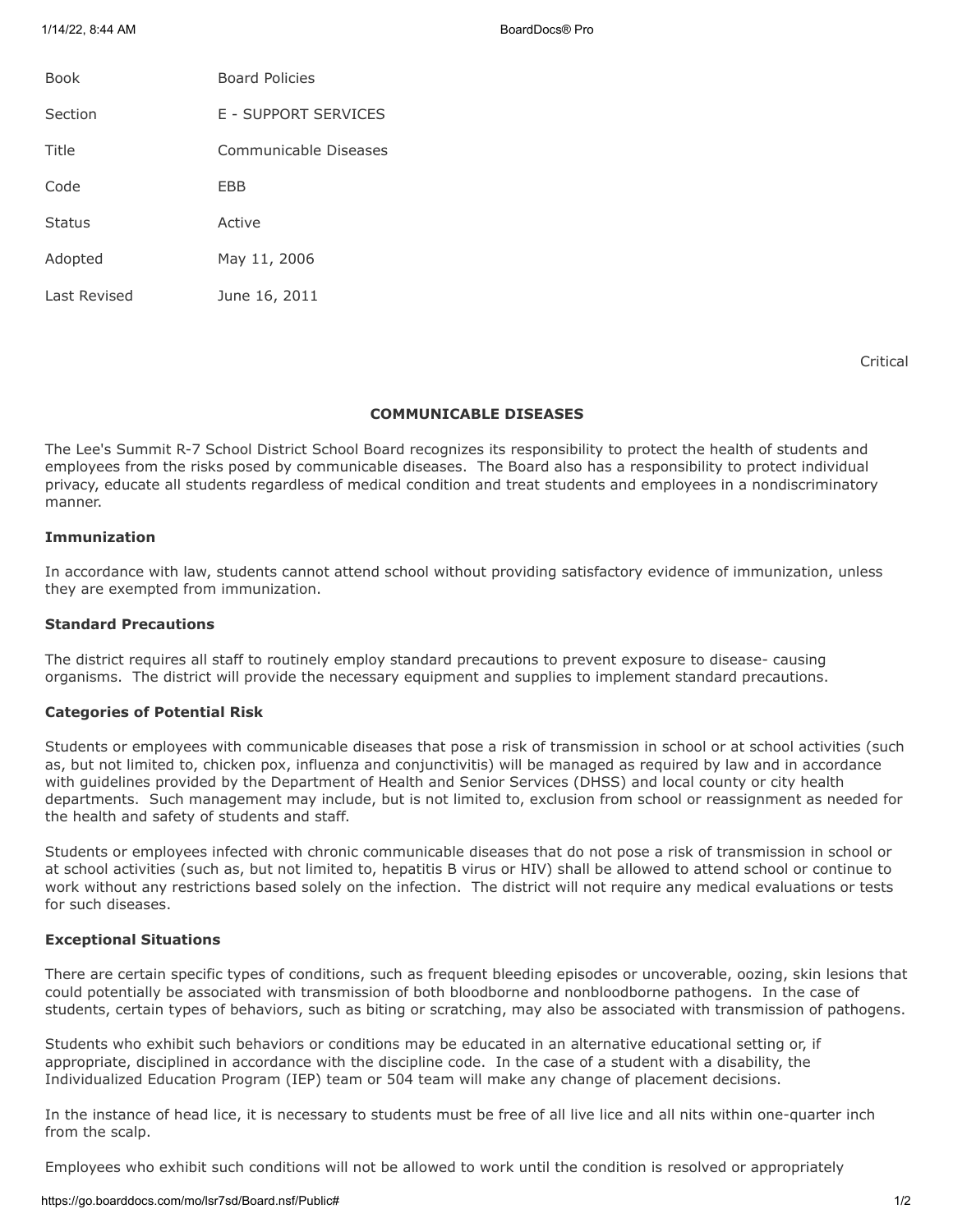| Book | Board Policies |
|---|---|
| Section | E - SUPPORT SERVICES |
| Title | Communicable Diseases |
| Code | EBB |
| Status | Active |
| Adopted | May 11, 2006 |
| Last Revised | June 16, 2011 |

Critical

## COMMUNICABLE DISEASES

The Lee's Summit R-7 School District School Board recognizes its responsibility to protect the health of students and employees from the risks posed by communicable diseases. The Board also has a responsibility to protect individual privacy, educate all students regardless of medical condition and treat students and employees in a nondiscriminatory manner.

### Immunization

In accordance with law, students cannot attend school without providing satisfactory evidence of immunization, unless they are exempted from immunization.

### Standard Precautions

The district requires all staff to routinely employ standard precautions to prevent exposure to disease- causing organisms. The district will provide the necessary equipment and supplies to implement standard precautions.

### Categories of Potential Risk

Students or employees with communicable diseases that pose a risk of transmission in school or at school activities (such as, but not limited to, chicken pox, influenza and conjunctivitis) will be managed as required by law and in accordance with guidelines provided by the Department of Health and Senior Services (DHSS) and local county or city health departments. Such management may include, but is not limited to, exclusion from school or reassignment as needed for the health and safety of students and staff.

Students or employees infected with chronic communicable diseases that do not pose a risk of transmission in school or at school activities (such as, but not limited to, hepatitis B virus or HIV) shall be allowed to attend school or continue to work without any restrictions based solely on the infection. The district will not require any medical evaluations or tests for such diseases.

### Exceptional Situations

There are certain specific types of conditions, such as frequent bleeding episodes or uncoverable, oozing, skin lesions that could potentially be associated with transmission of both bloodborne and nonbloodborne pathogens. In the case of students, certain types of behaviors, such as biting or scratching, may also be associated with transmission of pathogens.

Students who exhibit such behaviors or conditions may be educated in an alternative educational setting or, if appropriate, disciplined in accordance with the discipline code. In the case of a student with a disability, the Individualized Education Program (IEP) team or 504 team will make any change of placement decisions.

In the instance of head lice, it is necessary to students must be free of all live lice and all nits within one-quarter inch from the scalp.

Employees who exhibit such conditions will not be allowed to work until the condition is resolved or appropriately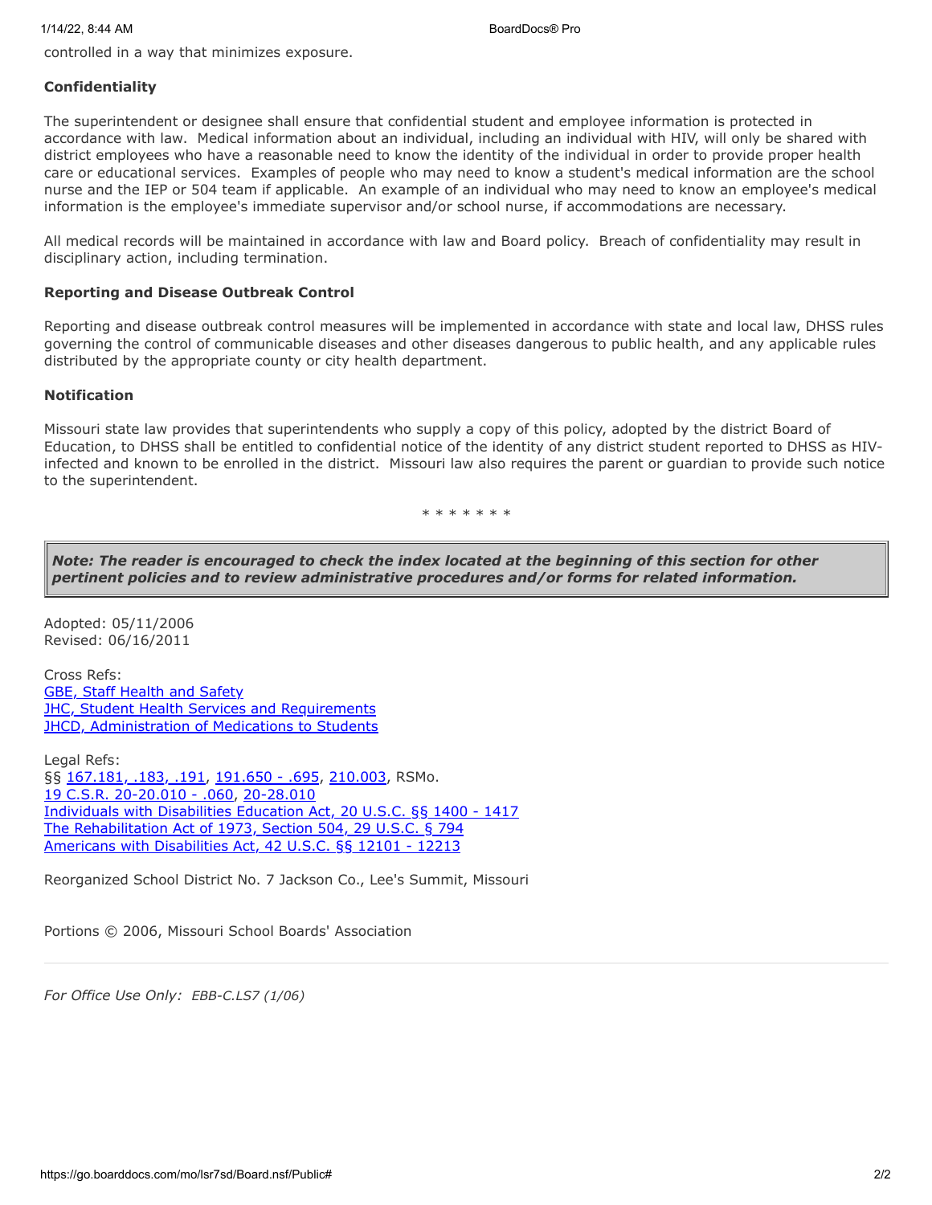controlled in a way that minimizes exposure.

**Confidentiality**

The superintendent or designee shall ensure that confidential student and employee information is protected in accordance with law. Medical information about an individual, including an individual with HIV, will only be shared with district employees who have a reasonable need to know the identity of the individual in order to provide proper health care or educational services. Examples of people who may need to know a student's medical information are the school nurse and the IEP or 504 team if applicable. An example of an individual who may need to know an employee's medical information is the employee's immediate supervisor and/or school nurse, if accommodations are necessary.

All medical records will be maintained in accordance with law and Board policy. Breach of confidentiality may result in disciplinary action, including termination.

**Reporting and Disease Outbreak Control**

Reporting and disease outbreak control measures will be implemented in accordance with state and local law, DHSS rules governing the control of communicable diseases and other diseases dangerous to public health, and any applicable rules distributed by the appropriate county or city health department.

**Notification**

Missouri state law provides that superintendents who supply a copy of this policy, adopted by the district Board of Education, to DHSS shall be entitled to confidential notice of the identity of any district student reported to DHSS as HIV-infected and known to be enrolled in the district. Missouri law also requires the parent or guardian to provide such notice to the superintendent.

* * * * * * *

***Note: The reader is encouraged to check the index located at the beginning of this section for other pertinent policies and to review administrative procedures and/or forms for related information.***

Adopted: 05/11/2006
Revised: 06/16/2011

Cross Refs:
GBE, Staff Health and Safety
JHC, Student Health Services and Requirements
JHCD, Administration of Medications to Students

Legal Refs:
§§ 167.181, .183, .191, 191.650 - .695, 210.003, RSMo.
19 C.S.R. 20-20.010 - .060, 20-28.010
Individuals with Disabilities Education Act, 20 U.S.C. §§ 1400 - 1417
The Rehabilitation Act of 1973, Section 504, 29 U.S.C. § 794
Americans with Disabilities Act, 42 U.S.C. §§ 12101 - 12213

Reorganized School District No. 7 Jackson Co., Lee's Summit, Missouri

Portions © 2006, Missouri School Boards' Association

*For Office Use Only: EBB-C.LS7 (1/06)*